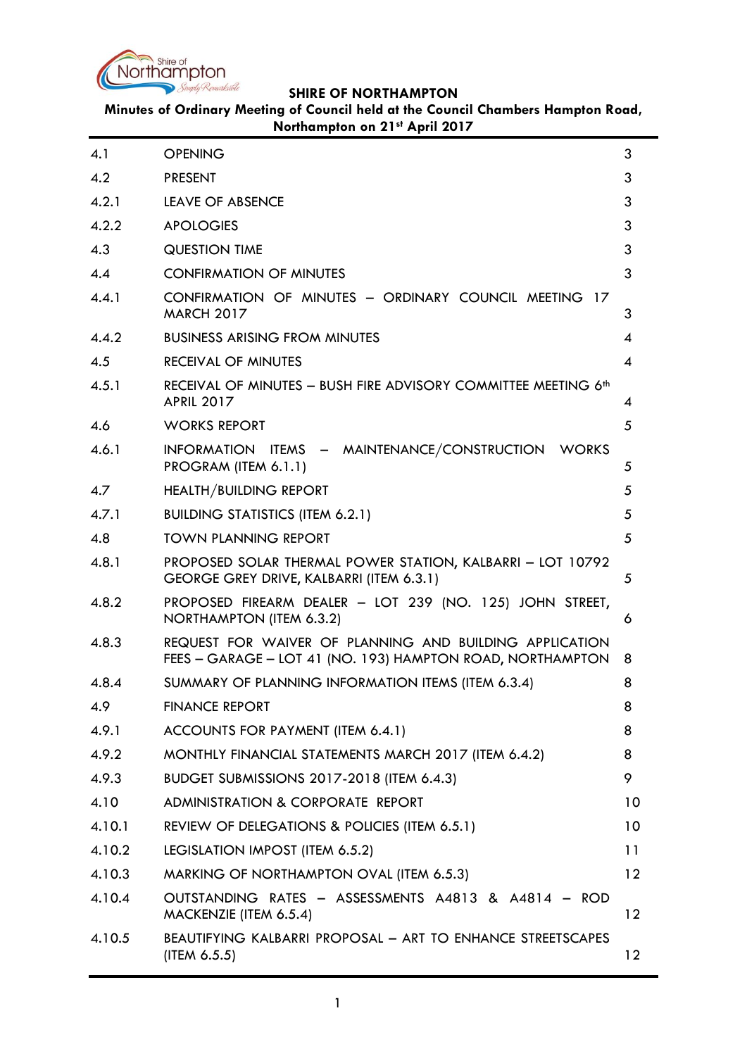**SHIRE OF NORTHAMPTON**

**Minutes of Ordinary Meeting of Council held at the Council Chambers Hampton Road, Northampton on 21st April 2017**

| | | |
|---|---|---|
| 4.1 | OPENING | 3 |
| 4.2 | PRESENT | 3 |
| 4.2.1 | LEAVE OF ABSENCE | 3 |
| 4.2.2 | APOLOGIES | 3 |
| 4.3 | QUESTION TIME | 3 |
| 4.4 | CONFIRMATION OF MINUTES | 3 |
| 4.4.1 | CONFIRMATION OF MINUTES – ORDINARY COUNCIL MEETING 17 MARCH 2017 | 3 |
| 4.4.2 | BUSINESS ARISING FROM MINUTES | 4 |
| 4.5 | RECEIVAL OF MINUTES | 4 |
| 4.5.1 | RECEIVAL OF MINUTES – BUSH FIRE ADVISORY COMMITTEE MEETING 6th APRIL 2017 | 4 |
| 4.6 | WORKS REPORT | 5 |
| 4.6.1 | INFORMATION ITEMS – MAINTENANCE/CONSTRUCTION WORKS PROGRAM (ITEM 6.1.1) | 5 |
| 4.7 | HEALTH/BUILDING REPORT | 5 |
| 4.7.1 | BUILDING STATISTICS (ITEM 6.2.1) | 5 |
| 4.8 | TOWN PLANNING REPORT | 5 |
| 4.8.1 | PROPOSED SOLAR THERMAL POWER STATION, KALBARRI – LOT 10792 GEORGE GREY DRIVE, KALBARRI (ITEM 6.3.1) | 5 |
| 4.8.2 | PROPOSED FIREARM DEALER – LOT 239 (NO. 125) JOHN STREET, NORTHAMPTON (ITEM 6.3.2) | 6 |
| 4.8.3 | REQUEST FOR WAIVER OF PLANNING AND BUILDING APPLICATION FEES – GARAGE – LOT 41 (NO. 193) HAMPTON ROAD, NORTHAMPTON | 8 |
| 4.8.4 | SUMMARY OF PLANNING INFORMATION ITEMS (ITEM 6.3.4) | 8 |
| 4.9 | FINANCE REPORT | 8 |
| 4.9.1 | ACCOUNTS FOR PAYMENT (ITEM 6.4.1) | 8 |
| 4.9.2 | MONTHLY FINANCIAL STATEMENTS MARCH 2017 (ITEM 6.4.2) | 8 |
| 4.9.3 | BUDGET SUBMISSIONS 2017-2018 (ITEM 6.4.3) | 9 |
| 4.10 | ADMINISTRATION & CORPORATE REPORT | 10 |
| 4.10.1 | REVIEW OF DELEGATIONS & POLICIES (ITEM 6.5.1) | 10 |
| 4.10.2 | LEGISLATION IMPOST (ITEM 6.5.2) | 11 |
| 4.10.3 | MARKING OF NORTHAMPTON OVAL (ITEM 6.5.3) | 12 |
| 4.10.4 | OUTSTANDING RATES – ASSESSMENTS A4813 & A4814 – ROD MACKENZIE (ITEM 6.5.4) | 12 |
| 4.10.5 | BEAUTIFYING KALBARRI PROPOSAL – ART TO ENHANCE STREETSCAPES (ITEM 6.5.5) | 12 |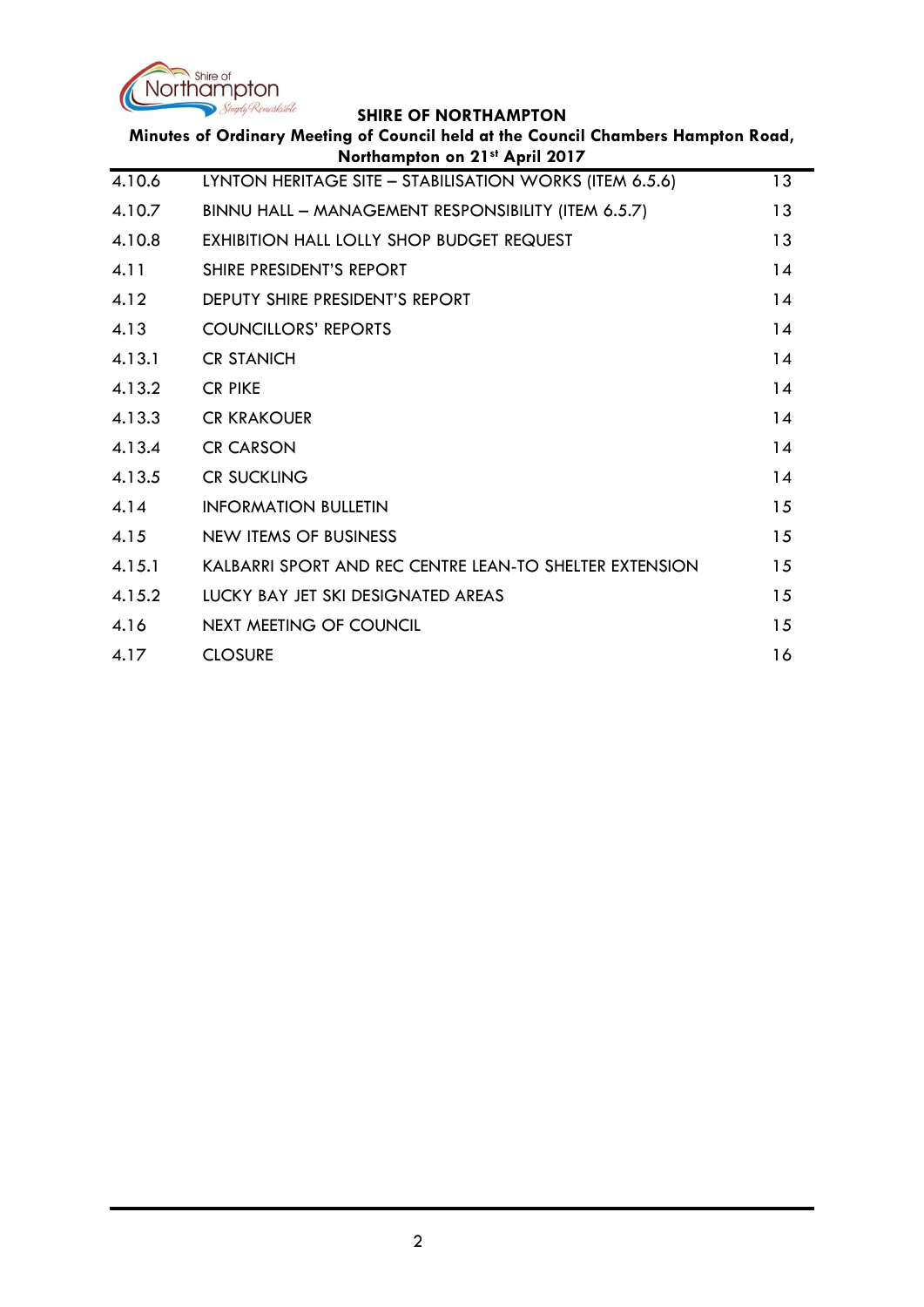| | | |
|---|---|---|
| 4.10.6 | LYNTON HERITAGE SITE – STABILISATION WORKS (ITEM 6.5.6) | 13 |
| 4.10.7 | BINNU HALL – MANAGEMENT RESPONSIBILITY (ITEM 6.5.7) | 13 |
| 4.10.8 | EXHIBITION HALL LOLLY SHOP BUDGET REQUEST | 13 |
| 4.11 | SHIRE PRESIDENT'S REPORT | 14 |
| 4.12 | DEPUTY SHIRE PRESIDENT'S REPORT | 14 |
| 4.13 | COUNCILLORS' REPORTS | 14 |
| 4.13.1 | CR STANICH | 14 |
| 4.13.2 | CR PIKE | 14 |
| 4.13.3 | CR KRAKOUER | 14 |
| 4.13.4 | CR CARSON | 14 |
| 4.13.5 | CR SUCKLING | 14 |
| 4.14 | INFORMATION BULLETIN | 15 |
| 4.15 | NEW ITEMS OF BUSINESS | 15 |
| 4.15.1 | KALBARRI SPORT AND REC CENTRE LEAN-TO SHELTER EXTENSION | 15 |
| 4.15.2 | LUCKY BAY JET SKI DESIGNATED AREAS | 15 |
| 4.16 | NEXT MEETING OF COUNCIL | 15 |
| 4.17 | CLOSURE | 16 |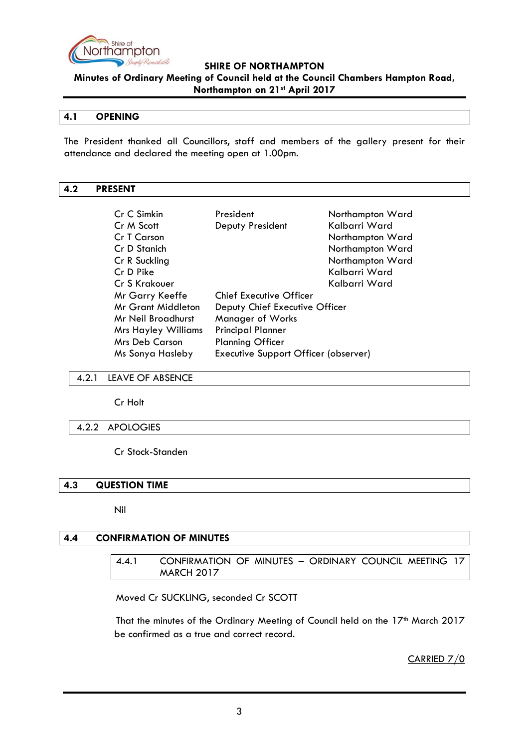**SHIRE OF NORTHAMPTON**

**Minutes of Ordinary Meeting of Council held at the Council Chambers Hampton Road, Northampton on 21st April 2017**

## 4.1 OPENING

The President thanked all Councillors, staff and members of the gallery present for their attendance and declared the meeting open at 1.00pm.

## 4.2 PRESENT

| | | |
|---|---|---|
| Cr C Simkin | President | Northampton Ward |
| Cr M Scott | Deputy President | Kalbarri Ward |
| Cr T Carson | | Northampton Ward |
| Cr D Stanich | | Northampton Ward |
| Cr R Suckling | | Northampton Ward |
| Cr D Pike | | Kalbarri Ward |
| Cr S Krakouer | | Kalbarri Ward |
| Mr Garry Keeffe | Chief Executive Officer | |
| Mr Grant Middleton | Deputy Chief Executive Officer | |
| Mr Neil Broadhurst | Manager of Works | |
| Mrs Hayley Williams | Principal Planner | |
| Mrs Deb Carson | Planning Officer | |
| Ms Sonya Hasleby | Executive Support Officer (observer) | |

### 4.2.1 LEAVE OF ABSENCE

Cr Holt

### 4.2.2 APOLOGIES

Cr Stock-Standen

## 4.3 QUESTION TIME

Nil

## 4.4 CONFIRMATION OF MINUTES

### 4.4.1 CONFIRMATION OF MINUTES – ORDINARY COUNCIL MEETING 17 MARCH 2017

Moved Cr SUCKLING, seconded Cr SCOTT

That the minutes of the Ordinary Meeting of Council held on the 17th March 2017 be confirmed as a true and correct record.

CARRIED 7/0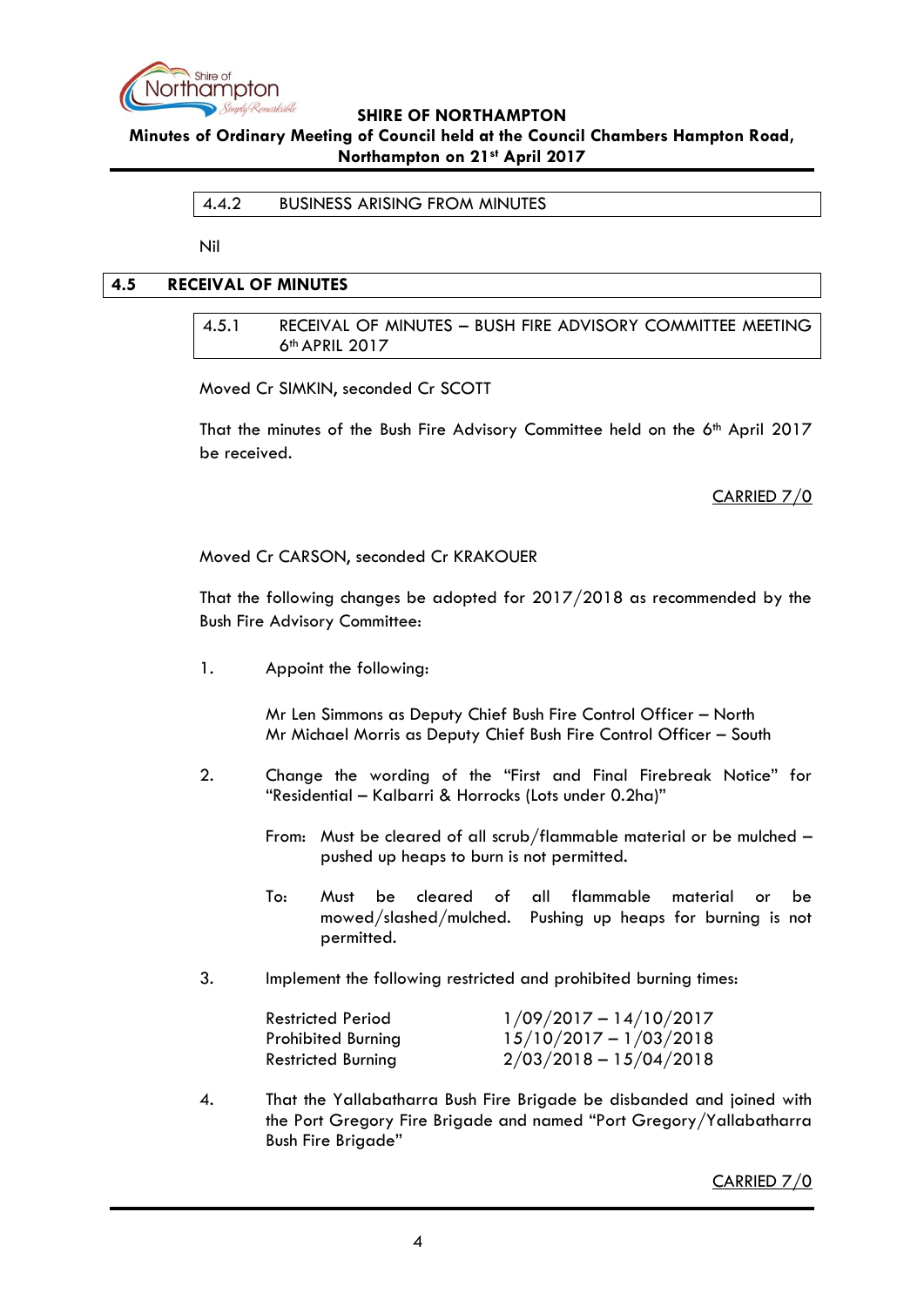#### 4.4.2 BUSINESS ARISING FROM MINUTES

Nil

### 4.5 RECEIVAL OF MINUTES

#### 4.5.1 RECEIVAL OF MINUTES – BUSH FIRE ADVISORY COMMITTEE MEETING 6th APRIL 2017

Moved Cr SIMKIN, seconded Cr SCOTT

That the minutes of the Bush Fire Advisory Committee held on the 6th April 2017 be received.

CARRIED 7/0

Moved Cr CARSON, seconded Cr KRAKOUER

That the following changes be adopted for 2017/2018 as recommended by the Bush Fire Advisory Committee:

1. Appoint the following:

   Mr Len Simmons as Deputy Chief Bush Fire Control Officer – North
   Mr Michael Morris as Deputy Chief Bush Fire Control Officer – South

2. Change the wording of the "First and Final Firebreak Notice" for "Residential – Kalbarri & Horrocks (Lots under 0.2ha)"

   From: Must be cleared of all scrub/flammable material or be mulched – pushed up heaps to burn is not permitted.

   To: Must be cleared of all flammable material or be mowed/slashed/mulched. Pushing up heaps for burning is not permitted.

3. Implement the following restricted and prohibited burning times:

   | | |
   |---|---|
   | Restricted Period | 1/09/2017 – 14/10/2017 |
   | Prohibited Burning | 15/10/2017 – 1/03/2018 |
   | Restricted Burning | 2/03/2018 – 15/04/2018 |

4. That the Yallabatharra Bush Fire Brigade be disbanded and joined with the Port Gregory Fire Brigade and named "Port Gregory/Yallabatharra Bush Fire Brigade"

CARRIED 7/0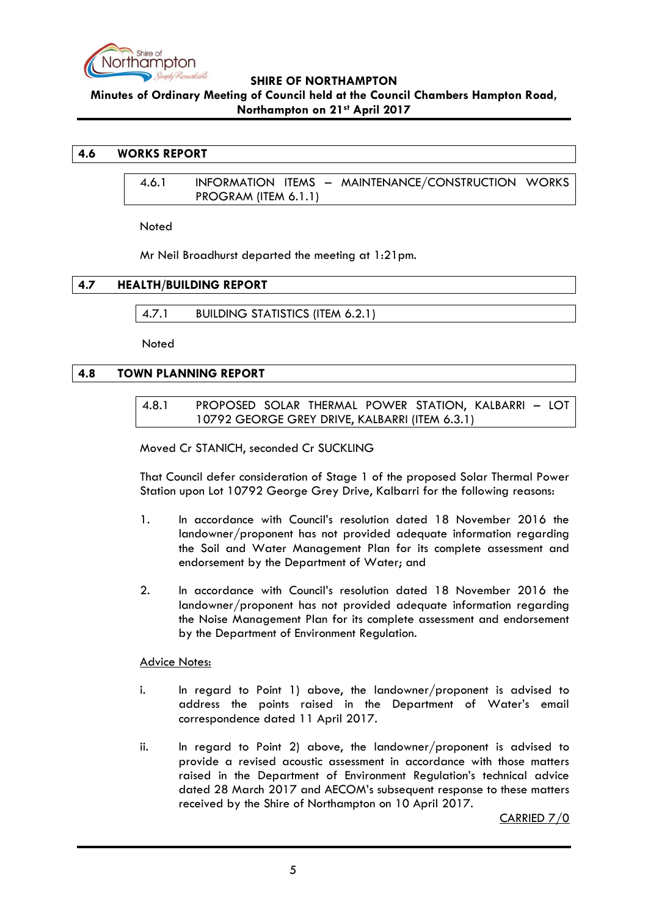## 4.6 WORKS REPORT

### 4.6.1 INFORMATION ITEMS – MAINTENANCE/CONSTRUCTION WORKS PROGRAM (ITEM 6.1.1)

Noted

Mr Neil Broadhurst departed the meeting at 1:21pm.

## 4.7 HEALTH/BUILDING REPORT

### 4.7.1 BUILDING STATISTICS (ITEM 6.2.1)

Noted

## 4.8 TOWN PLANNING REPORT

### 4.8.1 PROPOSED SOLAR THERMAL POWER STATION, KALBARRI – LOT 10792 GEORGE GREY DRIVE, KALBARRI (ITEM 6.3.1)

Moved Cr STANICH, seconded Cr SUCKLING

That Council defer consideration of Stage 1 of the proposed Solar Thermal Power Station upon Lot 10792 George Grey Drive, Kalbarri for the following reasons:

1. In accordance with Council's resolution dated 18 November 2016 the landowner/proponent has not provided adequate information regarding the Soil and Water Management Plan for its complete assessment and endorsement by the Department of Water; and

2. In accordance with Council's resolution dated 18 November 2016 the landowner/proponent has not provided adequate information regarding the Noise Management Plan for its complete assessment and endorsement by the Department of Environment Regulation.

<u>Advice Notes:</u>

i. In regard to Point 1) above, the landowner/proponent is advised to address the points raised in the Department of Water's email correspondence dated 11 April 2017.

ii. In regard to Point 2) above, the landowner/proponent is advised to provide a revised acoustic assessment in accordance with those matters raised in the Department of Environment Regulation's technical advice dated 28 March 2017 and AECOM's subsequent response to these matters received by the Shire of Northampton on 10 April 2017.

<u>CARRIED 7/0</u>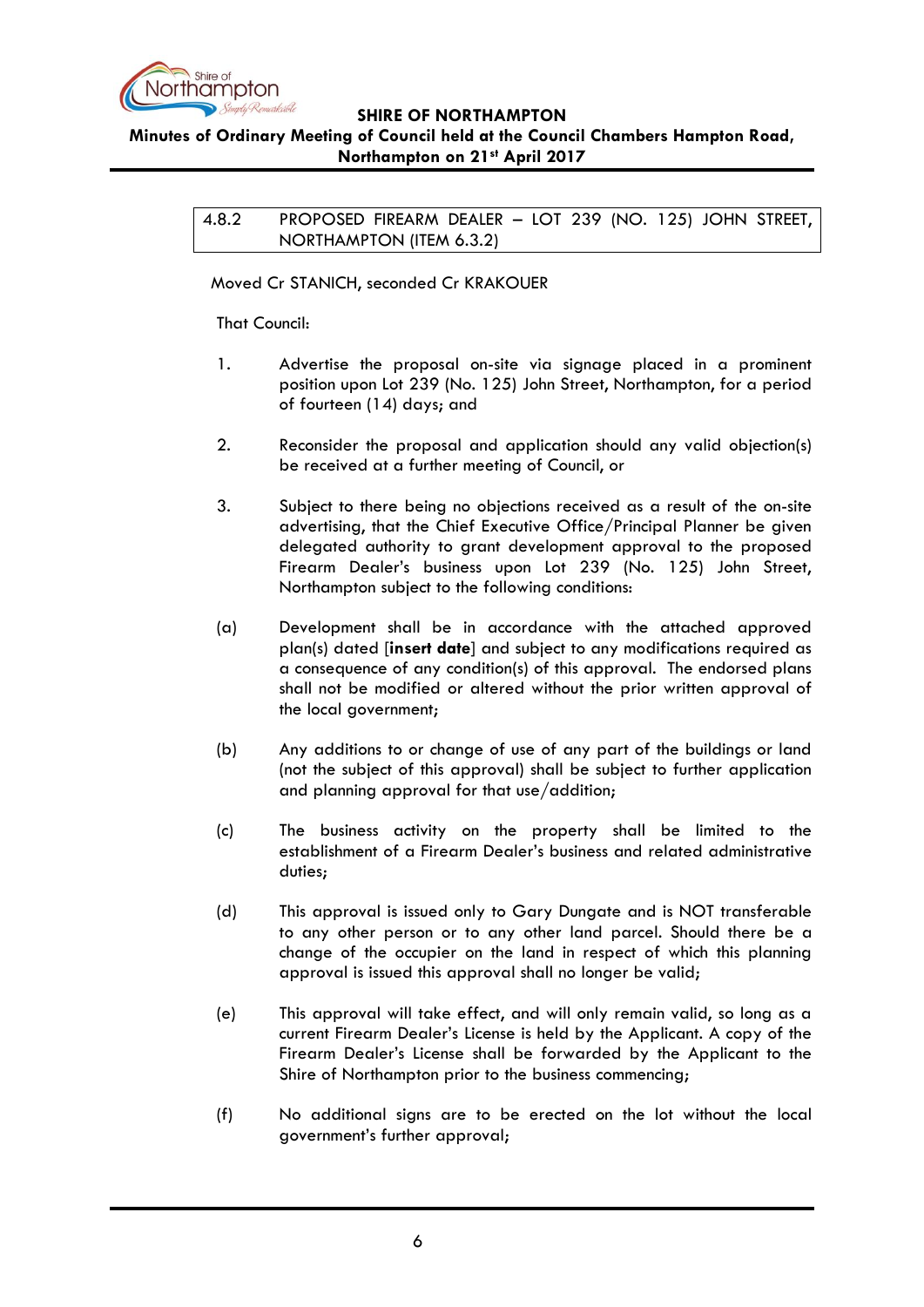### 4.8.2 PROPOSED FIREARM DEALER – LOT 239 (NO. 125) JOHN STREET, NORTHAMPTON (ITEM 6.3.2)

Moved Cr STANICH, seconded Cr KRAKOUER

That Council:

1. Advertise the proposal on-site via signage placed in a prominent position upon Lot 239 (No. 125) John Street, Northampton, for a period of fourteen (14) days; and

2. Reconsider the proposal and application should any valid objection(s) be received at a further meeting of Council, or

3. Subject to there being no objections received as a result of the on-site advertising, that the Chief Executive Office/Principal Planner be given delegated authority to grant development approval to the proposed Firearm Dealer's business upon Lot 239 (No. 125) John Street, Northampton subject to the following conditions:

(a) Development shall be in accordance with the attached approved plan(s) dated [**insert date**] and subject to any modifications required as a consequence of any condition(s) of this approval. The endorsed plans shall not be modified or altered without the prior written approval of the local government;

(b) Any additions to or change of use of any part of the buildings or land (not the subject of this approval) shall be subject to further application and planning approval for that use/addition;

(c) The business activity on the property shall be limited to the establishment of a Firearm Dealer's business and related administrative duties;

(d) This approval is issued only to Gary Dungate and is NOT transferable to any other person or to any other land parcel. Should there be a change of the occupier on the land in respect of which this planning approval is issued this approval shall no longer be valid;

(e) This approval will take effect, and will only remain valid, so long as a current Firearm Dealer's License is held by the Applicant. A copy of the Firearm Dealer's License shall be forwarded by the Applicant to the Shire of Northampton prior to the business commencing;

(f) No additional signs are to be erected on the lot without the local government's further approval;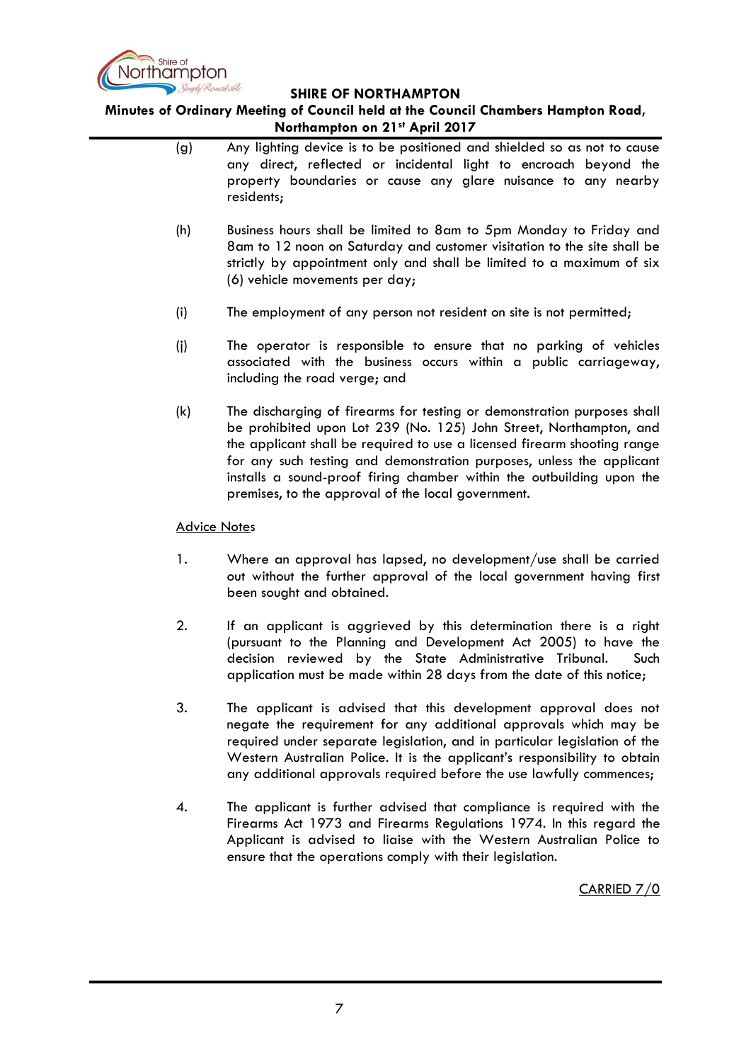(g) Any lighting device is to be positioned and shielded so as not to cause any direct, reflected or incidental light to encroach beyond the property boundaries or cause any glare nuisance to any nearby residents;

(h) Business hours shall be limited to 8am to 5pm Monday to Friday and 8am to 12 noon on Saturday and customer visitation to the site shall be strictly by appointment only and shall be limited to a maximum of six (6) vehicle movements per day;

(i) The employment of any person not resident on site is not permitted;

(j) The operator is responsible to ensure that no parking of vehicles associated with the business occurs within a public carriageway, including the road verge; and

(k) The discharging of firearms for testing or demonstration purposes shall be prohibited upon Lot 239 (No. 125) John Street, Northampton, and the applicant shall be required to use a licensed firearm shooting range for any such testing and demonstration purposes, unless the applicant installs a sound-proof firing chamber within the outbuilding upon the premises, to the approval of the local government.

Advice Notes

1. Where an approval has lapsed, no development/use shall be carried out without the further approval of the local government having first been sought and obtained.

2. If an applicant is aggrieved by this determination there is a right (pursuant to the Planning and Development Act 2005) to have the decision reviewed by the State Administrative Tribunal. Such application must be made within 28 days from the date of this notice;

3. The applicant is advised that this development approval does not negate the requirement for any additional approvals which may be required under separate legislation, and in particular legislation of the Western Australian Police. It is the applicant's responsibility to obtain any additional approvals required before the use lawfully commences;

4. The applicant is further advised that compliance is required with the Firearms Act 1973 and Firearms Regulations 1974. In this regard the Applicant is advised to liaise with the Western Australian Police to ensure that the operations comply with their legislation.

CARRIED 7/0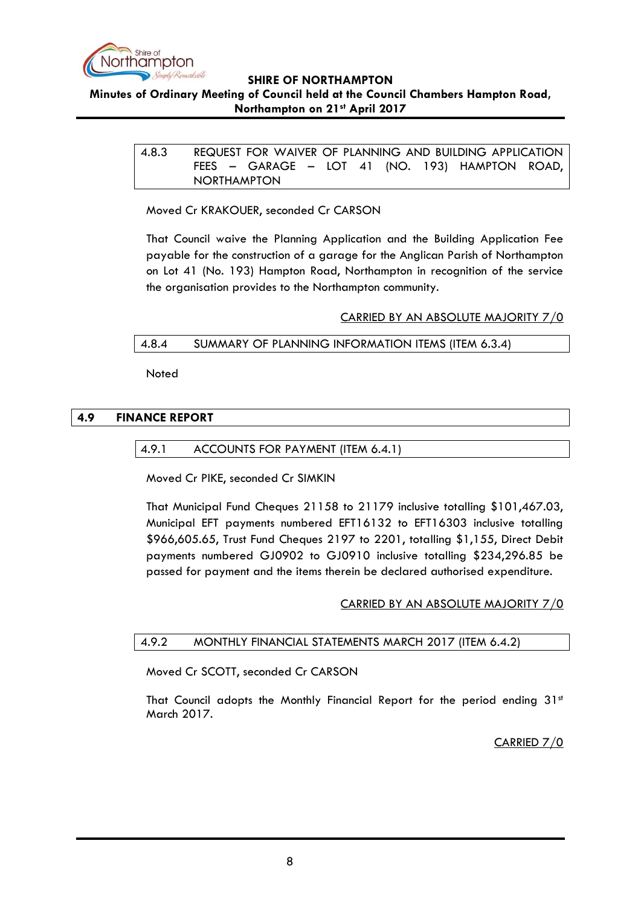### 4.8.3 REQUEST FOR WAIVER OF PLANNING AND BUILDING APPLICATION FEES – GARAGE – LOT 41 (NO. 193) HAMPTON ROAD, NORTHAMPTON

Moved Cr KRAKOUER, seconded Cr CARSON

That Council waive the Planning Application and the Building Application Fee payable for the construction of a garage for the Anglican Parish of Northampton on Lot 41 (No. 193) Hampton Road, Northampton in recognition of the service the organisation provides to the Northampton community.

CARRIED BY AN ABSOLUTE MAJORITY 7/0

### 4.8.4 SUMMARY OF PLANNING INFORMATION ITEMS (ITEM 6.3.4)

Noted

## 4.9 FINANCE REPORT

### 4.9.1 ACCOUNTS FOR PAYMENT (ITEM 6.4.1)

Moved Cr PIKE, seconded Cr SIMKIN

That Municipal Fund Cheques 21158 to 21179 inclusive totalling $101,467.03, Municipal EFT payments numbered EFT16132 to EFT16303 inclusive totalling $966,605.65, Trust Fund Cheques 2197 to 2201, totalling $1,155, Direct Debit payments numbered GJ0902 to GJ0910 inclusive totalling $234,296.85 be passed for payment and the items therein be declared authorised expenditure.

CARRIED BY AN ABSOLUTE MAJORITY 7/0

### 4.9.2 MONTHLY FINANCIAL STATEMENTS MARCH 2017 (ITEM 6.4.2)

Moved Cr SCOTT, seconded Cr CARSON

That Council adopts the Monthly Financial Report for the period ending 31st March 2017.

CARRIED 7/0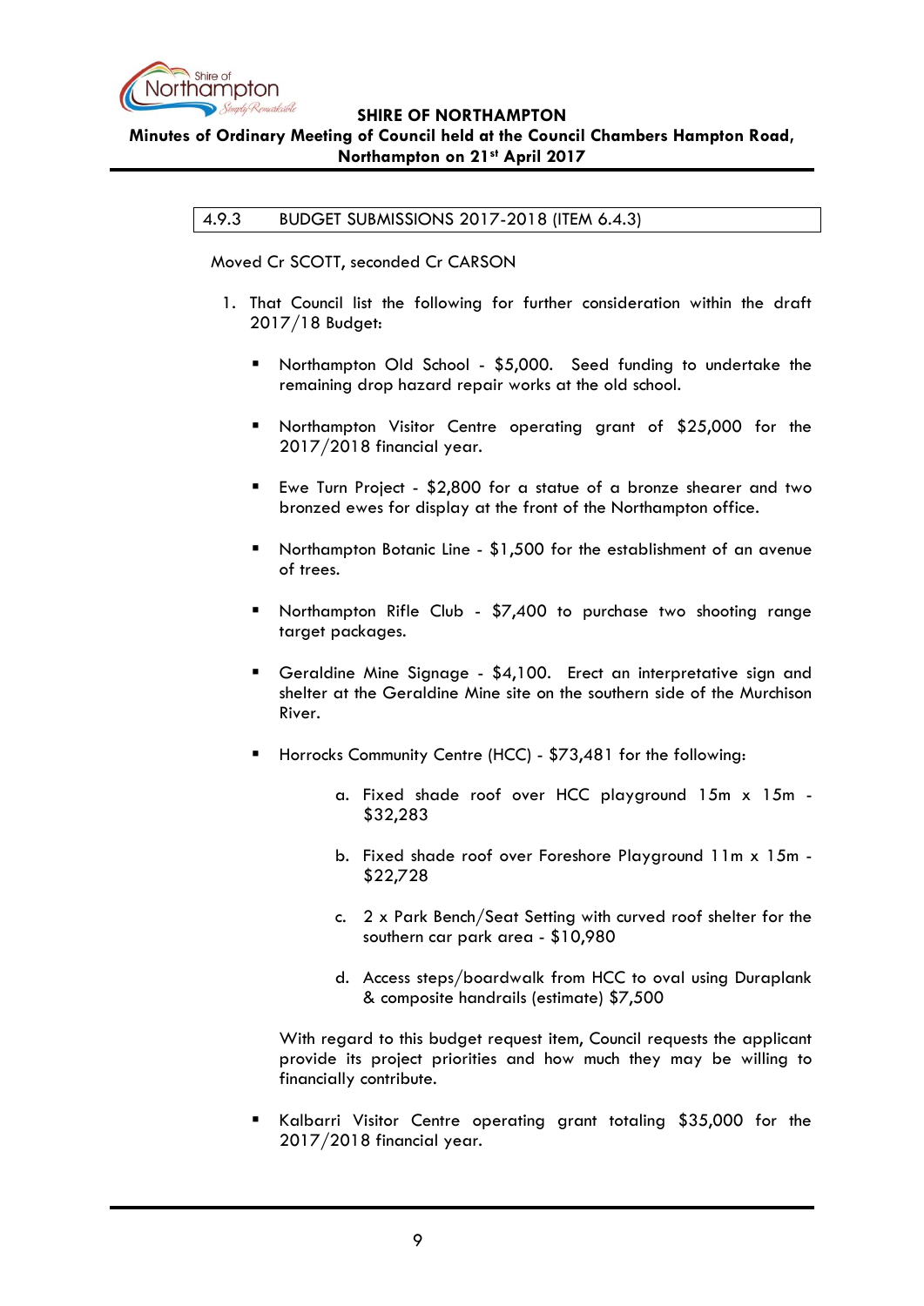### 4.9.3 BUDGET SUBMISSIONS 2017-2018 (ITEM 6.4.3)

Moved Cr SCOTT, seconded Cr CARSON

1. That Council list the following for further consideration within the draft 2017/18 Budget:

   - Northampton Old School - $5,000. Seed funding to undertake the remaining drop hazard repair works at the old school.

   - Northampton Visitor Centre operating grant of $25,000 for the 2017/2018 financial year.

   - Ewe Turn Project - $2,800 for a statue of a bronze shearer and two bronzed ewes for display at the front of the Northampton office.

   - Northampton Botanic Line - $1,500 for the establishment of an avenue of trees.

   - Northampton Rifle Club - $7,400 to purchase two shooting range target packages.

   - Geraldine Mine Signage - $4,100. Erect an interpretative sign and shelter at the Geraldine Mine site on the southern side of the Murchison River.

   - Horrocks Community Centre (HCC) - $73,481 for the following:

     a. Fixed shade roof over HCC playground 15m x 15m - $32,283

     b. Fixed shade roof over Foreshore Playground 11m x 15m - $22,728

     c. 2 x Park Bench/Seat Setting with curved roof shelter for the southern car park area - $10,980

     d. Access steps/boardwalk from HCC to oval using Duraplank & composite handrails (estimate) $7,500

     With regard to this budget request item, Council requests the applicant provide its project priorities and how much they may be willing to financially contribute.

   - Kalbarri Visitor Centre operating grant totaling $35,000 for the 2017/2018 financial year.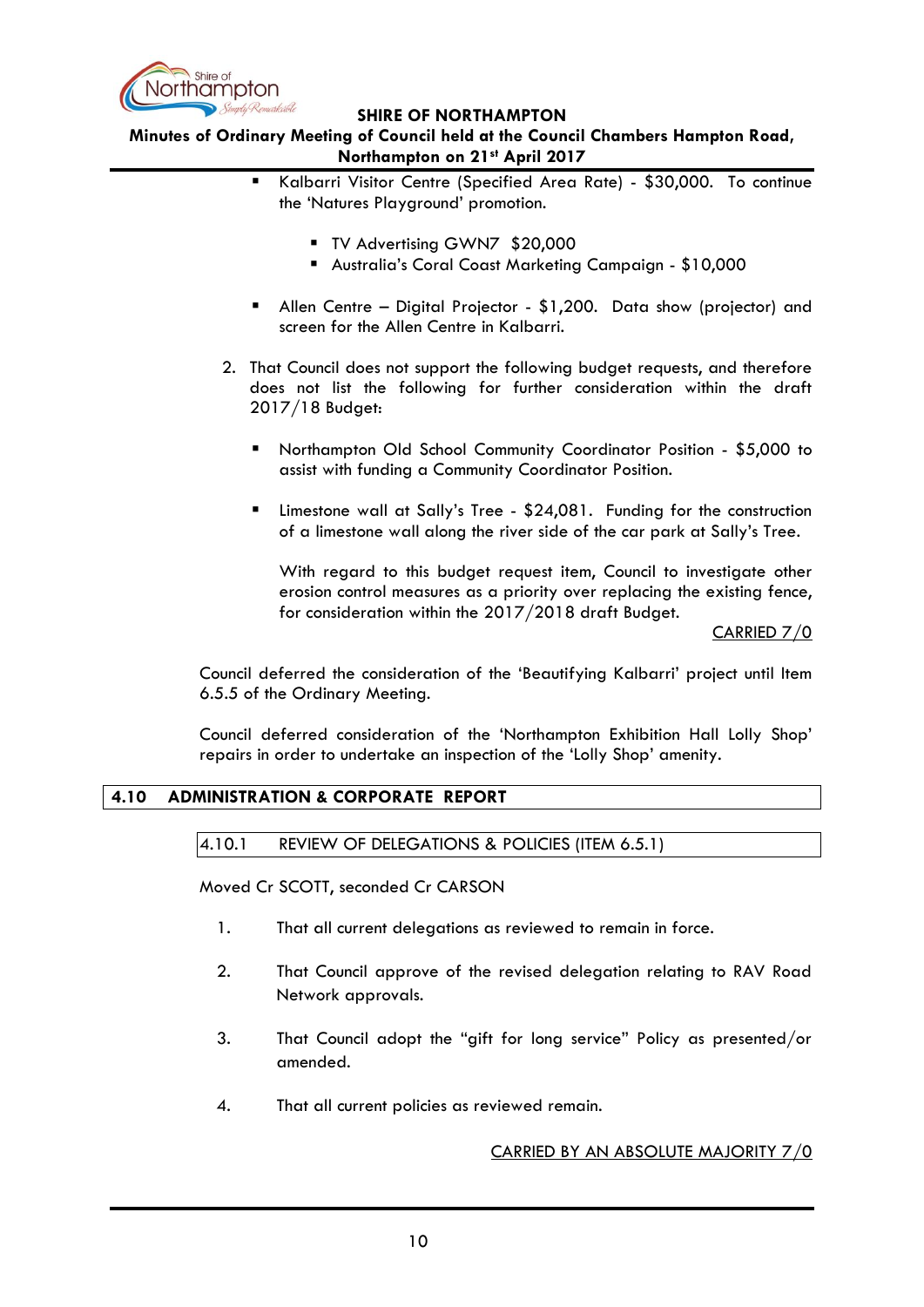- Kalbarri Visitor Centre (Specified Area Rate) - $30,000. To continue the 'Natures Playground' promotion.

    - TV Advertising GWN7 $20,000
    - Australia's Coral Coast Marketing Campaign - $10,000

- Allen Centre – Digital Projector - $1,200. Data show (projector) and screen for the Allen Centre in Kalbarri.

2. That Council does not support the following budget requests, and therefore does not list the following for further consideration within the draft 2017/18 Budget:

    - Northampton Old School Community Coordinator Position - $5,000 to assist with funding a Community Coordinator Position.

    - Limestone wall at Sally's Tree - $24,081. Funding for the construction of a limestone wall along the river side of the car park at Sally's Tree.

      With regard to this budget request item, Council to investigate other erosion control measures as a priority over replacing the existing fence, for consideration within the 2017/2018 draft Budget.

<u>CARRIED 7/0</u>

Council deferred the consideration of the 'Beautifying Kalbarri' project until Item 6.5.5 of the Ordinary Meeting.

Council deferred consideration of the 'Northampton Exhibition Hall Lolly Shop' repairs in order to undertake an inspection of the 'Lolly Shop' amenity.

## 4.10 ADMINISTRATION & CORPORATE REPORT

### 4.10.1 REVIEW OF DELEGATIONS & POLICIES (ITEM 6.5.1)

Moved Cr SCOTT, seconded Cr CARSON

1. That all current delegations as reviewed to remain in force.

2. That Council approve of the revised delegation relating to RAV Road Network approvals.

3. That Council adopt the "gift for long service" Policy as presented/or amended.

4. That all current policies as reviewed remain.

<u>CARRIED BY AN ABSOLUTE MAJORITY 7/0</u>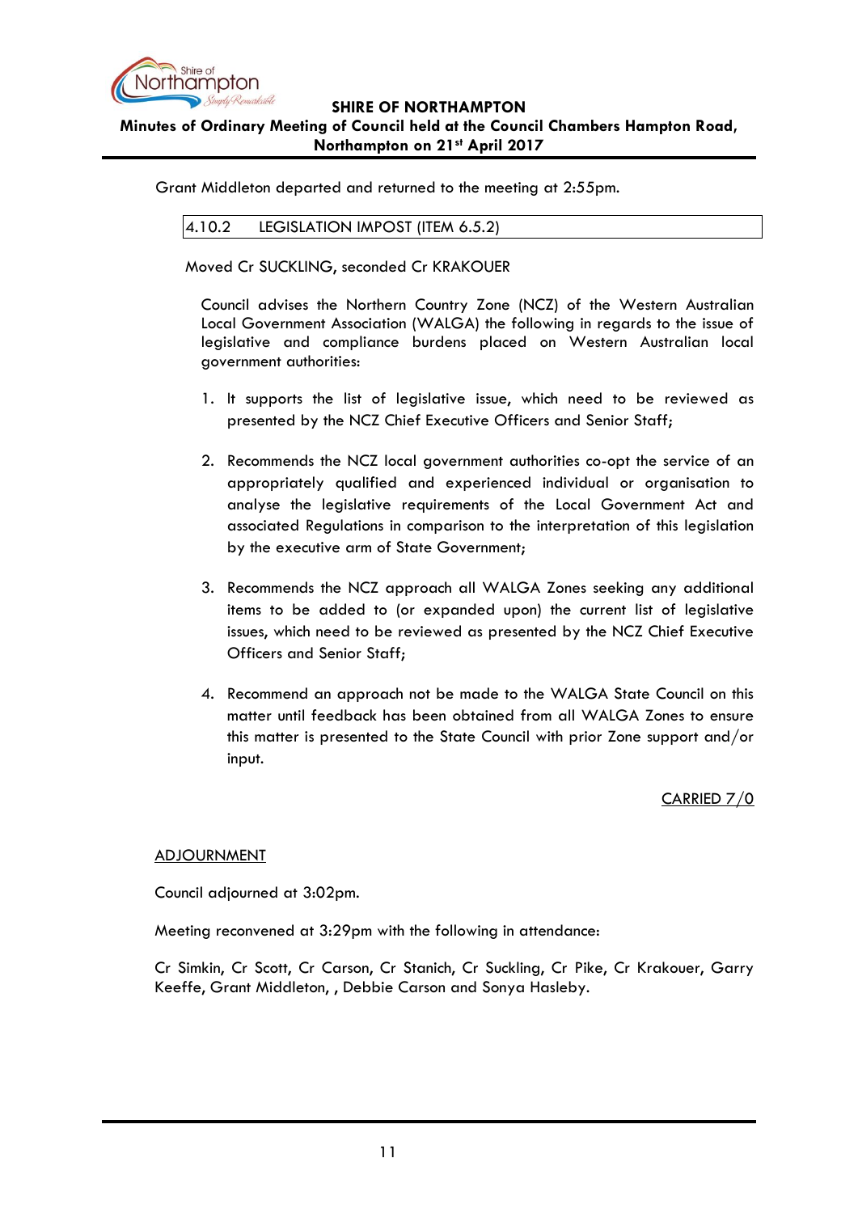Grant Middleton departed and returned to the meeting at 2:55pm.

### 4.10.2 LEGISLATION IMPOST (ITEM 6.5.2)

Moved Cr SUCKLING, seconded Cr KRAKOUER

Council advises the Northern Country Zone (NCZ) of the Western Australian Local Government Association (WALGA) the following in regards to the issue of legislative and compliance burdens placed on Western Australian local government authorities:

1. It supports the list of legislative issue, which need to be reviewed as presented by the NCZ Chief Executive Officers and Senior Staff;

2. Recommends the NCZ local government authorities co-opt the service of an appropriately qualified and experienced individual or organisation to analyse the legislative requirements of the Local Government Act and associated Regulations in comparison to the interpretation of this legislation by the executive arm of State Government;

3. Recommends the NCZ approach all WALGA Zones seeking any additional items to be added to (or expanded upon) the current list of legislative issues, which need to be reviewed as presented by the NCZ Chief Executive Officers and Senior Staff;

4. Recommend an approach not be made to the WALGA State Council on this matter until feedback has been obtained from all WALGA Zones to ensure this matter is presented to the State Council with prior Zone support and/or input.

CARRIED 7/0

## ADJOURNMENT

Council adjourned at 3:02pm.

Meeting reconvened at 3:29pm with the following in attendance:

Cr Simkin, Cr Scott, Cr Carson, Cr Stanich, Cr Suckling, Cr Pike, Cr Krakouer, Garry Keeffe, Grant Middleton, , Debbie Carson and Sonya Hasleby.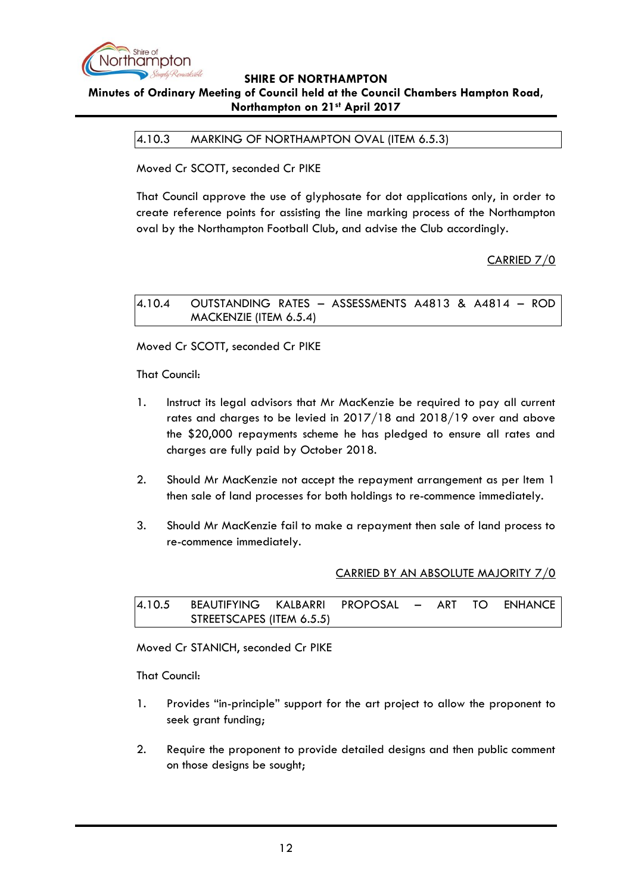### 4.10.3 MARKING OF NORTHAMPTON OVAL (ITEM 6.5.3)

Moved Cr SCOTT, seconded Cr PIKE

That Council approve the use of glyphosate for dot applications only, in order to create reference points for assisting the line marking process of the Northampton oval by the Northampton Football Club, and advise the Club accordingly.

<u>CARRIED 7/0</u>

### 4.10.4 OUTSTANDING RATES – ASSESSMENTS A4813 & A4814 – ROD MACKENZIE (ITEM 6.5.4)

Moved Cr SCOTT, seconded Cr PIKE

That Council:

1. Instruct its legal advisors that Mr MacKenzie be required to pay all current rates and charges to be levied in 2017/18 and 2018/19 over and above the $20,000 repayments scheme he has pledged to ensure all rates and charges are fully paid by October 2018.

2. Should Mr MacKenzie not accept the repayment arrangement as per Item 1 then sale of land processes for both holdings to re-commence immediately.

3. Should Mr MacKenzie fail to make a repayment then sale of land process to re-commence immediately.

<u>CARRIED BY AN ABSOLUTE MAJORITY 7/0</u>

### 4.10.5 BEAUTIFYING KALBARRI PROPOSAL – ART TO ENHANCE STREETSCAPES (ITEM 6.5.5)

Moved Cr STANICH, seconded Cr PIKE

That Council:

1. Provides "in-principle" support for the art project to allow the proponent to seek grant funding;

2. Require the proponent to provide detailed designs and then public comment on those designs be sought;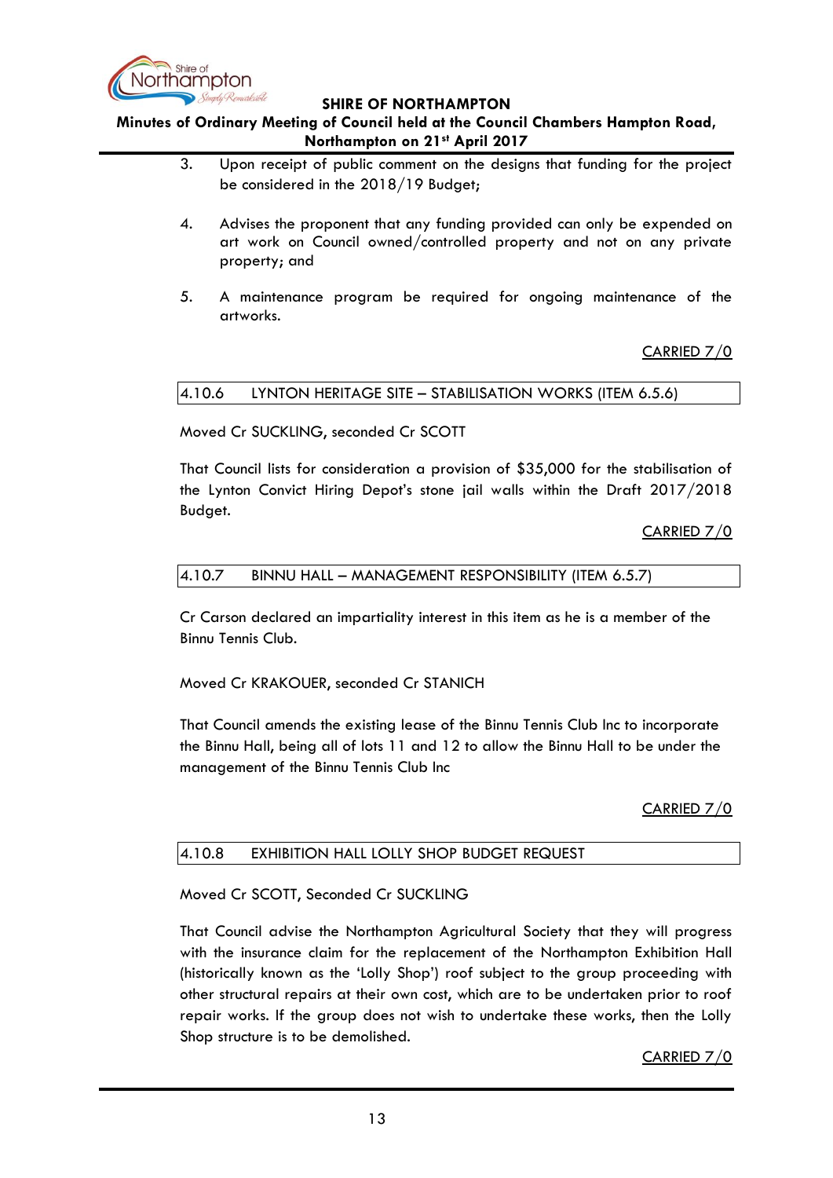3. Upon receipt of public comment on the designs that funding for the project be considered in the 2018/19 Budget;

4. Advises the proponent that any funding provided can only be expended on art work on Council owned/controlled property and not on any private property; and

5. A maintenance program be required for ongoing maintenance of the artworks.

CARRIED 7/0

### 4.10.6 LYNTON HERITAGE SITE – STABILISATION WORKS (ITEM 6.5.6)

Moved Cr SUCKLING, seconded Cr SCOTT

That Council lists for consideration a provision of $35,000 for the stabilisation of the Lynton Convict Hiring Depot's stone jail walls within the Draft 2017/2018 Budget.

CARRIED 7/0

### 4.10.7 BINNU HALL – MANAGEMENT RESPONSIBILITY (ITEM 6.5.7)

Cr Carson declared an impartiality interest in this item as he is a member of the Binnu Tennis Club.

Moved Cr KRAKOUER, seconded Cr STANICH

That Council amends the existing lease of the Binnu Tennis Club Inc to incorporate the Binnu Hall, being all of lots 11 and 12 to allow the Binnu Hall to be under the management of the Binnu Tennis Club Inc

CARRIED 7/0

### 4.10.8 EXHIBITION HALL LOLLY SHOP BUDGET REQUEST

Moved Cr SCOTT, Seconded Cr SUCKLING

That Council advise the Northampton Agricultural Society that they will progress with the insurance claim for the replacement of the Northampton Exhibition Hall (historically known as the 'Lolly Shop') roof subject to the group proceeding with other structural repairs at their own cost, which are to be undertaken prior to roof repair works. If the group does not wish to undertake these works, then the Lolly Shop structure is to be demolished.

CARRIED 7/0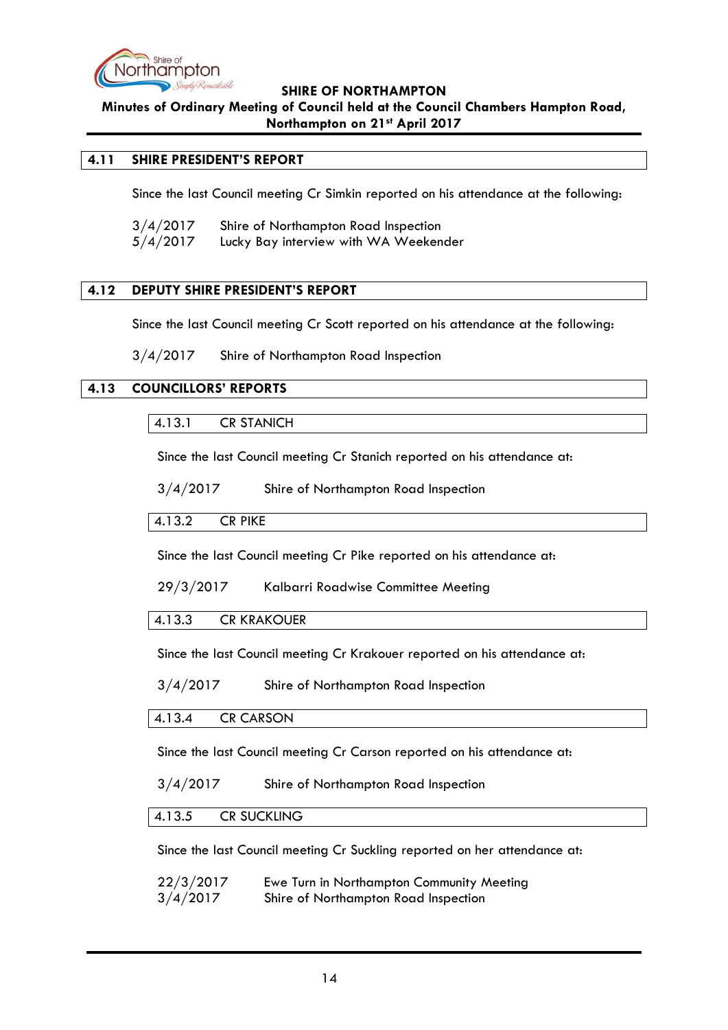## 4.11 SHIRE PRESIDENT'S REPORT

Since the last Council meeting Cr Simkin reported on his attendance at the following:

3/4/2017 Shire of Northampton Road Inspection
5/4/2017 Lucky Bay interview with WA Weekender

## 4.12 DEPUTY SHIRE PRESIDENT'S REPORT

Since the last Council meeting Cr Scott reported on his attendance at the following:

3/4/2017 Shire of Northampton Road Inspection

## 4.13 COUNCILLORS' REPORTS

### 4.13.1 CR STANICH

Since the last Council meeting Cr Stanich reported on his attendance at:

3/4/2017 Shire of Northampton Road Inspection

### 4.13.2 CR PIKE

Since the last Council meeting Cr Pike reported on his attendance at:

29/3/2017 Kalbarri Roadwise Committee Meeting

### 4.13.3 CR KRAKOUER

Since the last Council meeting Cr Krakouer reported on his attendance at:

3/4/2017 Shire of Northampton Road Inspection

### 4.13.4 CR CARSON

Since the last Council meeting Cr Carson reported on his attendance at:

3/4/2017 Shire of Northampton Road Inspection

### 4.13.5 CR SUCKLING

Since the last Council meeting Cr Suckling reported on her attendance at:

22/3/2017 Ewe Turn in Northampton Community Meeting
3/4/2017 Shire of Northampton Road Inspection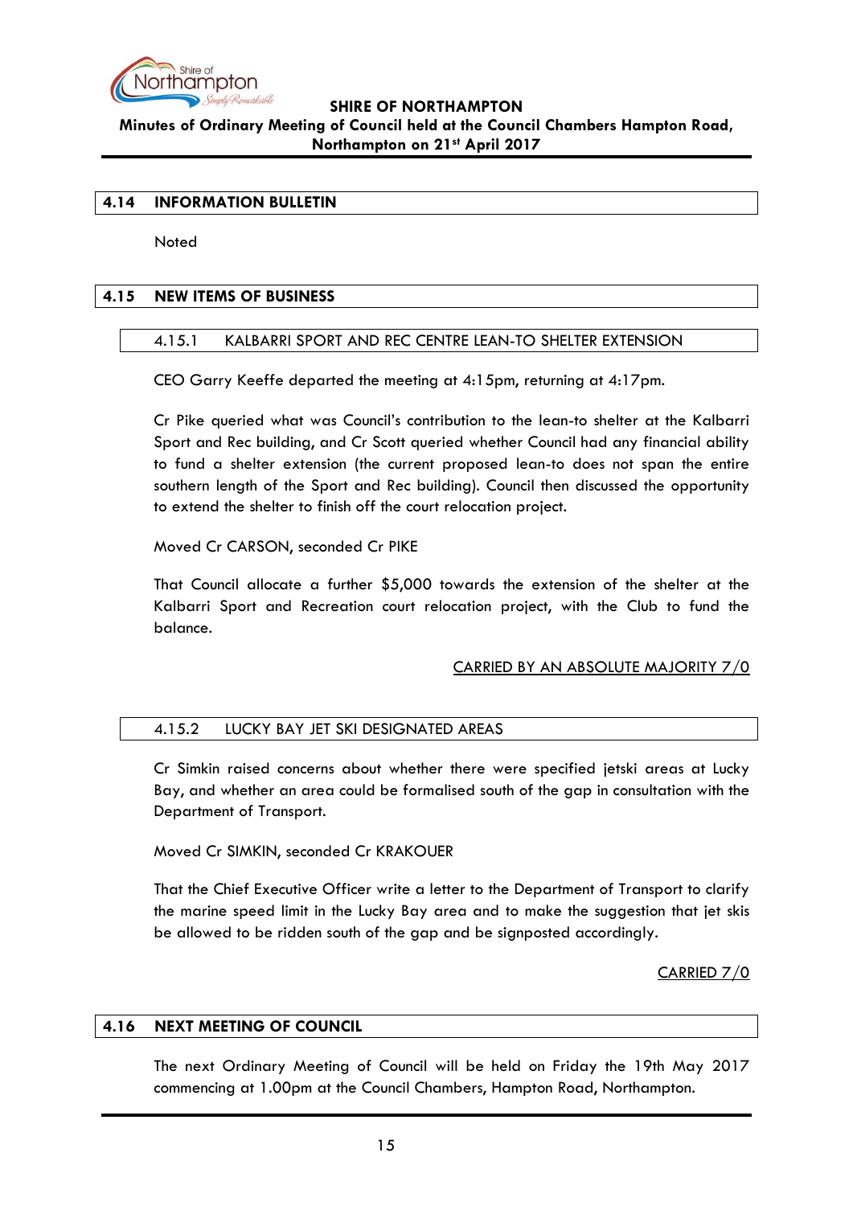## 4.14 INFORMATION BULLETIN

Noted

## 4.15 NEW ITEMS OF BUSINESS

### 4.15.1 KALBARRI SPORT AND REC CENTRE LEAN-TO SHELTER EXTENSION

CEO Garry Keeffe departed the meeting at 4:15pm, returning at 4:17pm.

Cr Pike queried what was Council's contribution to the lean-to shelter at the Kalbarri Sport and Rec building, and Cr Scott queried whether Council had any financial ability to fund a shelter extension (the current proposed lean-to does not span the entire southern length of the Sport and Rec building). Council then discussed the opportunity to extend the shelter to finish off the court relocation project.

Moved Cr CARSON, seconded Cr PIKE

That Council allocate a further $5,000 towards the extension of the shelter at the Kalbarri Sport and Recreation court relocation project, with the Club to fund the balance.

CARRIED BY AN ABSOLUTE MAJORITY 7/0

### 4.15.2 LUCKY BAY JET SKI DESIGNATED AREAS

Cr Simkin raised concerns about whether there were specified jetski areas at Lucky Bay, and whether an area could be formalised south of the gap in consultation with the Department of Transport.

Moved Cr SIMKIN, seconded Cr KRAKOUER

That the Chief Executive Officer write a letter to the Department of Transport to clarify the marine speed limit in the Lucky Bay area and to make the suggestion that jet skis be allowed to be ridden south of the gap and be signposted accordingly.

CARRIED 7/0

## 4.16 NEXT MEETING OF COUNCIL

The next Ordinary Meeting of Council will be held on Friday the 19th May 2017 commencing at 1.00pm at the Council Chambers, Hampton Road, Northampton.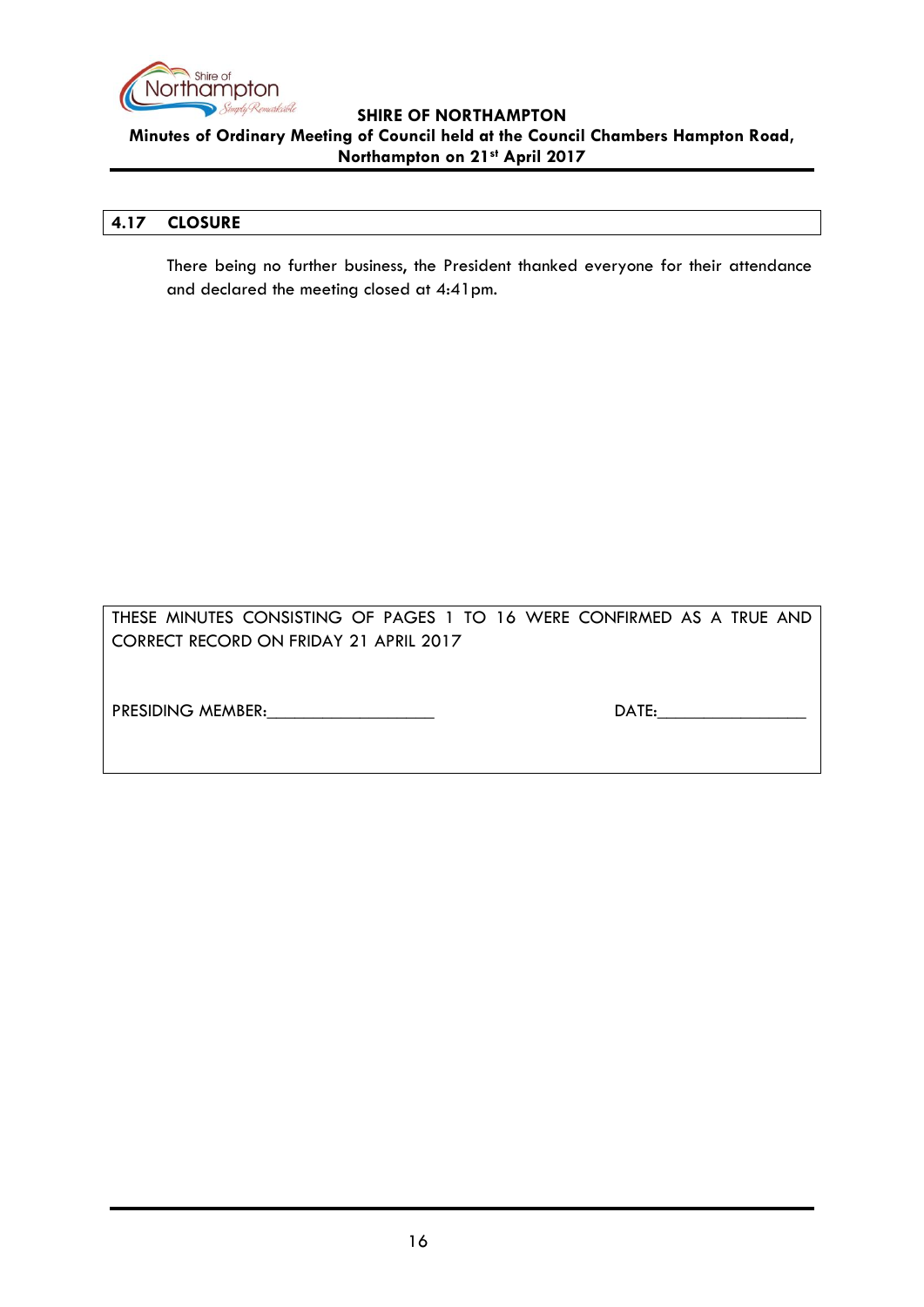## 4.17 CLOSURE

There being no further business, the President thanked everyone for their attendance and declared the meeting closed at 4:41pm.

THESE MINUTES CONSISTING OF PAGES 1 TO 16 WERE CONFIRMED AS A TRUE AND CORRECT RECORD ON FRIDAY 21 APRIL 2017

PRESIDING MEMBER:____________________ DATE:__________________